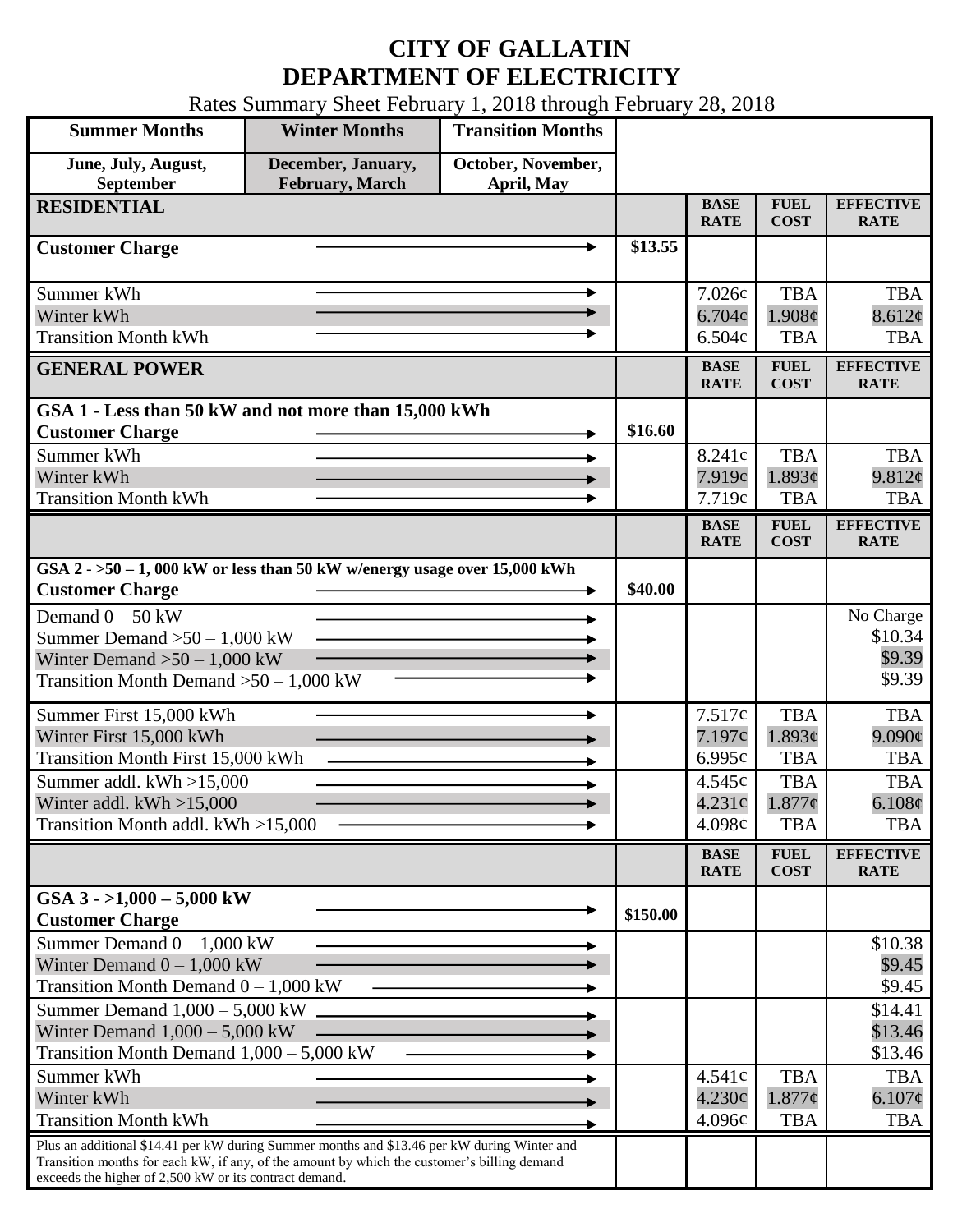# CITY OF GALLATIN
# DEPARTMENT OF ELECTRICITY

Rates Summary Sheet February 1, 2018 through February 28, 2018

| Summer Months | Winter Months | Transition Months |
|---|---|---|
| June, July, August, September | December, January, February, March | October, November, April, May |

| RESIDENTIAL | | BASE RATE | FUEL COST | EFFECTIVE RATE |
|---|---|---|---|---|
| **Customer Charge** | $13.55 | | | |
| Summer kWh | | 7.026¢ | TBA | TBA |
| Winter kWh | | 6.704¢ | 1.908¢ | 8.612¢ |
| Transition Month kWh | | 6.504¢ | TBA | TBA |

| GENERAL POWER | | BASE RATE | FUEL COST | EFFECTIVE RATE |
|---|---|---|---|---|
| **GSA 1 - Less than 50 kW and not more than 15,000 kWh** | | | | |
| **Customer Charge** | $16.60 | | | |
| Summer kWh | | 8.241¢ | TBA | TBA |
| Winter kWh | | 7.919¢ | 1.893¢ | 9.812¢ |
| Transition Month kWh | | 7.719¢ | TBA | TBA |

| | | BASE RATE | FUEL COST | EFFECTIVE RATE |
|---|---|---|---|---|
| **GSA 2 - >50 – 1, 000 kW or less than 50 kW w/energy usage over 15,000 kWh** | | | | |
| **Customer Charge** | $40.00 | | | |
| Demand 0 – 50 kW | | | | No Charge |
| Summer Demand >50 – 1,000 kW | | | | $10.34 |
| Winter Demand >50 – 1,000 kW | | | | $9.39 |
| Transition Month Demand >50 – 1,000 kW | | | | $9.39 |
| Summer First 15,000 kWh | | 7.517¢ | TBA | TBA |
| Winter First 15,000 kWh | | 7.197¢ | 1.893¢ | 9.090¢ |
| Transition Month First 15,000 kWh | | 6.995¢ | TBA | TBA |
| Summer addl. kWh >15,000 | | 4.545¢ | TBA | TBA |
| Winter addl. kWh >15,000 | | 4.231¢ | 1.877¢ | 6.108¢ |
| Transition Month addl. kWh >15,000 | | 4.098¢ | TBA | TBA |

| | | BASE RATE | FUEL COST | EFFECTIVE RATE |
|---|---|---|---|---|
| **GSA 3 - >1,000 – 5,000 kW** | | | | |
| **Customer Charge** | $150.00 | | | |
| Summer Demand 0 – 1,000 kW | | | | $10.38 |
| Winter Demand 0 – 1,000 kW | | | | $9.45 |
| Transition Month Demand 0 – 1,000 kW | | | | $9.45 |
| Summer Demand 1,000 – 5,000 kW | | | | $14.41 |
| Winter Demand 1,000 – 5,000 kW | | | | $13.46 |
| Transition Month Demand 1,000 – 5,000 kW | | | | $13.46 |
| Summer kWh | | 4.541¢ | TBA | TBA |
| Winter kWh | | 4.230¢ | 1.877¢ | 6.107¢ |
| Transition Month kWh | | 4.096¢ | TBA | TBA |
| Plus an additional $14.41 per kW during Summer months and $13.46 per kW during Winter and Transition months for each kW, if any, of the amount by which the customer's billing demand exceeds the higher of 2,500 kW or its contract demand. | | | | |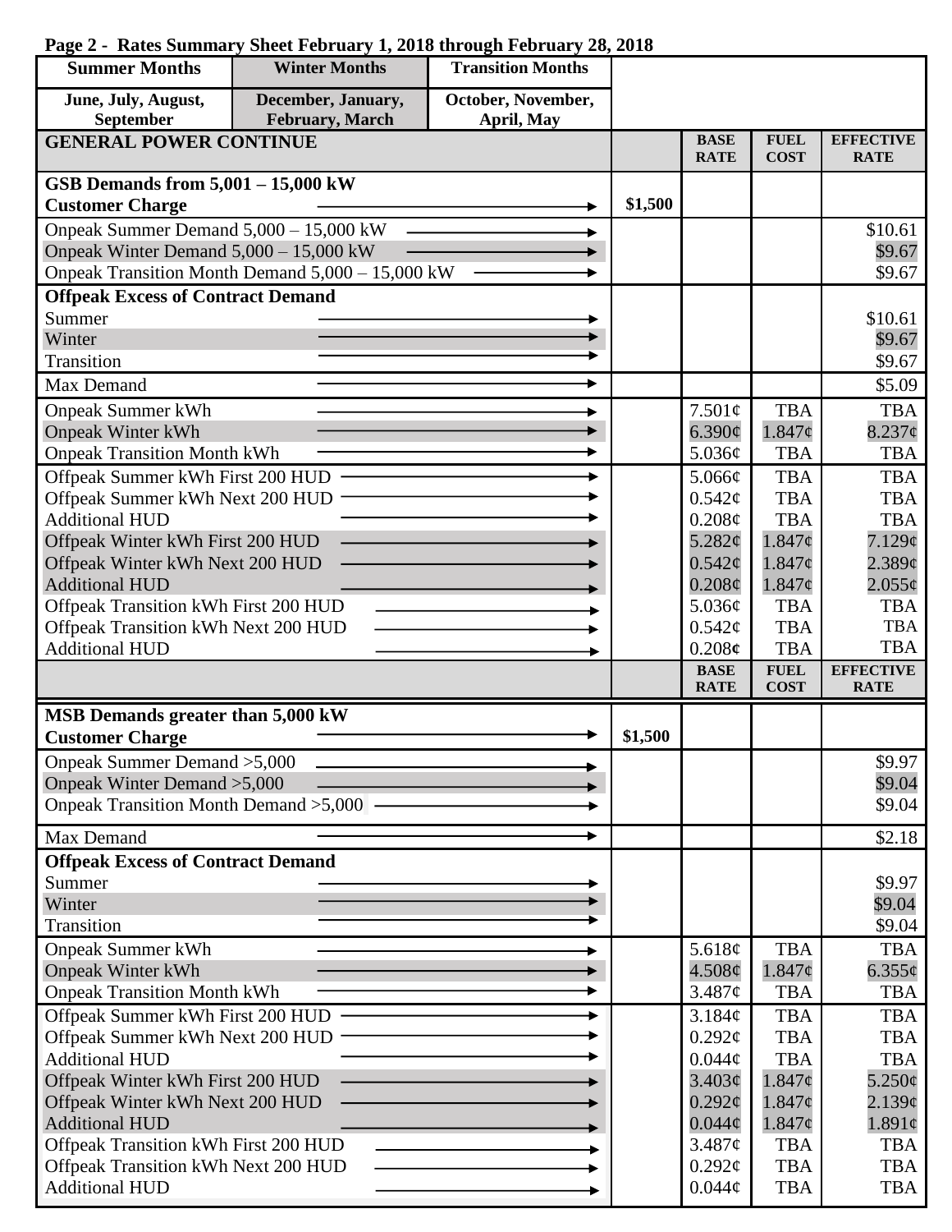**Page 2 - Rates Summary Sheet February 1, 2018 through February 28, 2018**

| Summer Months | Winter Months | Transition Months | | | | |
|---|---|---|---|---|---|---|
| June, July, August, September | December, January, February, March | October, November, April, May | | | | |
| **GENERAL POWER CONTINUE** | | | | **BASE RATE** | **FUEL COST** | **EFFECTIVE RATE** |
| **GSB Demands from 5,001 – 15,000 kW** | | | | | | |
| **Customer Charge** | | | $1,500 | | | |
| Onpeak Summer Demand 5,000 – 15,000 kW | | | | | | $10.61 |
| Onpeak Winter Demand 5,000 – 15,000 kW | | | | | | $9.67 |
| Onpeak Transition Month Demand 5,000 – 15,000 kW | | | | | | $9.67 |
| **Offpeak Excess of Contract Demand** | | | | | | |
| Summer | | | | | | $10.61 |
| Winter | | | | | | $9.67 |
| Transition | | | | | | $9.67 |
| Max Demand | | | | | | $5.09 |
| Onpeak Summer kWh | | | | 7.501¢ | TBA | TBA |
| Onpeak Winter kWh | | | | 6.390¢ | 1.847¢ | 8.237¢ |
| Onpeak Transition Month kWh | | | | 5.036¢ | TBA | TBA |
| Offpeak Summer kWh First 200 HUD | | | | 5.066¢ | TBA | TBA |
| Offpeak Summer kWh Next 200 HUD | | | | 0.542¢ | TBA | TBA |
| Additional HUD | | | | 0.208¢ | TBA | TBA |
| Offpeak Winter kWh First 200 HUD | | | | 5.282¢ | 1.847¢ | 7.129¢ |
| Offpeak Winter kWh Next 200 HUD | | | | 0.542¢ | 1.847¢ | 2.389¢ |
| Additional HUD | | | | 0.208¢ | 1.847¢ | 2.055¢ |
| Offpeak Transition kWh First 200 HUD | | | | 5.036¢ | TBA | TBA |
| Offpeak Transition kWh Next 200 HUD | | | | 0.542¢ | TBA | TBA |
| Additional HUD | | | | 0.208¢ | TBA | TBA |
| | | | | **BASE RATE** | **FUEL COST** | **EFFECTIVE RATE** |
| **MSB Demands greater than 5,000 kW** | | | | | | |
| **Customer Charge** | | | $1,500 | | | |
| Onpeak Summer Demand >5,000 | | | | | | $9.97 |
| Onpeak Winter Demand >5,000 | | | | | | $9.04 |
| Onpeak Transition Month Demand >5,000 | | | | | | $9.04 |
| Max Demand | | | | | | $2.18 |
| **Offpeak Excess of Contract Demand** | | | | | | |
| Summer | | | | | | $9.97 |
| Winter | | | | | | $9.04 |
| Transition | | | | | | $9.04 |
| Onpeak Summer kWh | | | | 5.618¢ | TBA | TBA |
| Onpeak Winter kWh | | | | 4.508¢ | 1.847¢ | 6.355¢ |
| Onpeak Transition Month kWh | | | | 3.487¢ | TBA | TBA |
| Offpeak Summer kWh First 200 HUD | | | | 3.184¢ | TBA | TBA |
| Offpeak Summer kWh Next 200 HUD | | | | 0.292¢ | TBA | TBA |
| Additional HUD | | | | 0.044¢ | TBA | TBA |
| Offpeak Winter kWh First 200 HUD | | | | 3.403¢ | 1.847¢ | 5.250¢ |
| Offpeak Winter kWh Next 200 HUD | | | | 0.292¢ | 1.847¢ | 2.139¢ |
| Additional HUD | | | | 0.044¢ | 1.847¢ | 1.891¢ |
| Offpeak Transition kWh First 200 HUD | | | | 3.487¢ | TBA | TBA |
| Offpeak Transition kWh Next 200 HUD | | | | 0.292¢ | TBA | TBA |
| Additional HUD | | | | 0.044¢ | TBA | TBA |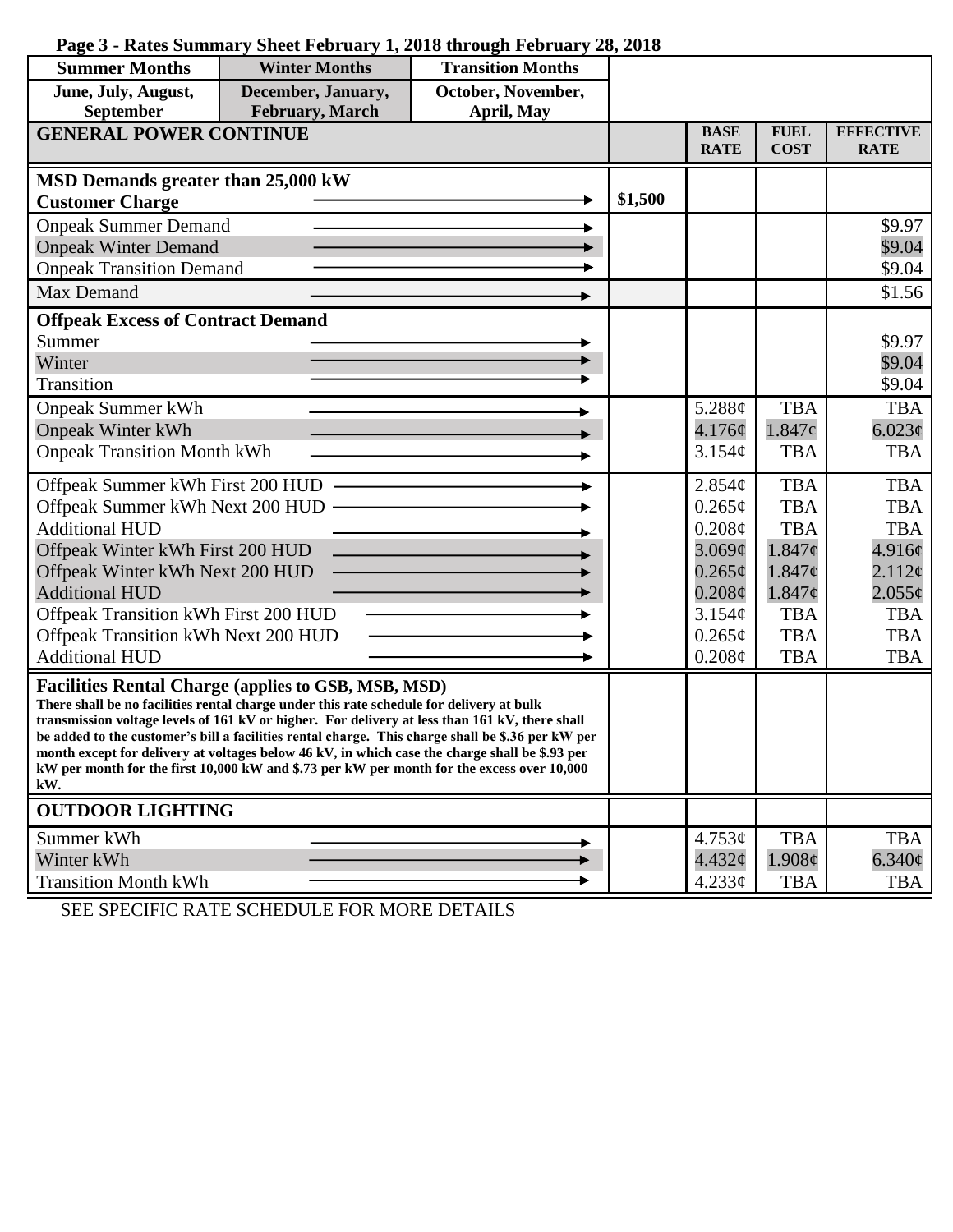**Page 3 - Rates Summary Sheet February 1, 2018 through February 28, 2018**

| Summer Months | Winter Months | Transition Months |
|---|---|---|
| June, July, August, September | December, January, February, March | October, November, April, May |

| GENERAL POWER CONTINUE | | BASE RATE | FUEL COST | EFFECTIVE RATE |
|---|---|---|---|---|
| **MSD Demands greater than 25,000 kW** | | | | |
| **Customer Charge** | $1,500 | | | |
| Onpeak Summer Demand | | | | $9.97 |
| Onpeak Winter Demand | | | | $9.04 |
| Onpeak Transition Demand | | | | $9.04 |
| Max Demand | | | | $1.56 |
| **Offpeak Excess of Contract Demand** | | | | |
| Summer | | | | $9.97 |
| Winter | | | | $9.04 |
| Transition | | | | $9.04 |
| Onpeak Summer kWh | | 5.288¢ | TBA | TBA |
| Onpeak Winter kWh | | 4.176¢ | 1.847¢ | 6.023¢ |
| Onpeak Transition Month kWh | | 3.154¢ | TBA | TBA |
| Offpeak Summer kWh First 200 HUD | | 2.854¢ | TBA | TBA |
| Offpeak Summer kWh Next 200 HUD | | 0.265¢ | TBA | TBA |
| Additional HUD | | 0.208¢ | TBA | TBA |
| Offpeak Winter kWh First 200 HUD | | 3.069¢ | 1.847¢ | 4.916¢ |
| Offpeak Winter kWh Next 200 HUD | | 0.265¢ | 1.847¢ | 2.112¢ |
| Additional HUD | | 0.208¢ | 1.847¢ | 2.055¢ |
| Offpeak Transition kWh First 200 HUD | | 3.154¢ | TBA | TBA |
| Offpeak Transition kWh Next 200 HUD | | 0.265¢ | TBA | TBA |
| Additional HUD | | 0.208¢ | TBA | TBA |
| **Facilities Rental Charge (applies to GSB, MSB, MSD)** There shall be no facilities rental charge under this rate schedule for delivery at bulk transmission voltage levels of 161 kV or higher. For delivery at less than 161 kV, there shall be added to the customer's bill a facilities rental charge. This charge shall be $.36 per kW per month except for delivery at voltages below 46 kV, in which case the charge shall be $.93 per kW per month for the first 10,000 kW and $.73 per kW per month for the excess over 10,000 kW. | | | | |
| **OUTDOOR LIGHTING** | | | | |
| Summer kWh | | 4.753¢ | TBA | TBA |
| Winter kWh | | 4.432¢ | 1.908¢ | 6.340¢ |
| Transition Month kWh | | 4.233¢ | TBA | TBA |

SEE SPECIFIC RATE SCHEDULE FOR MORE DETAILS